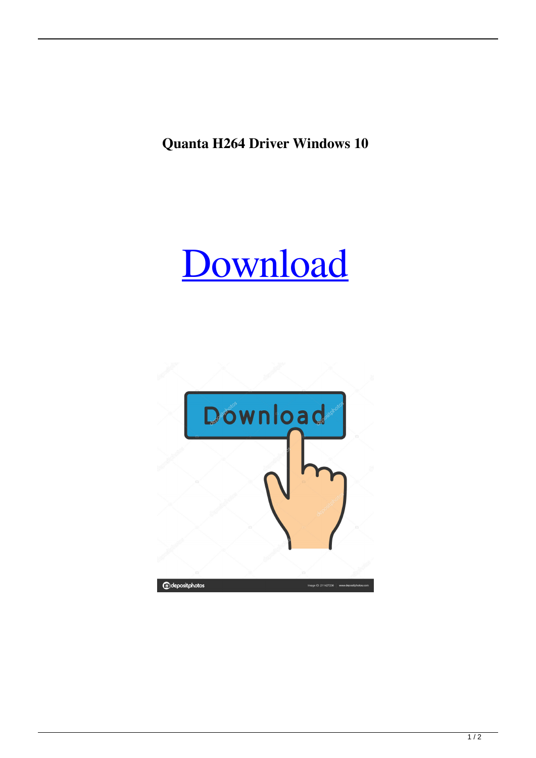**Quanta H264 Driver Windows 10**

Download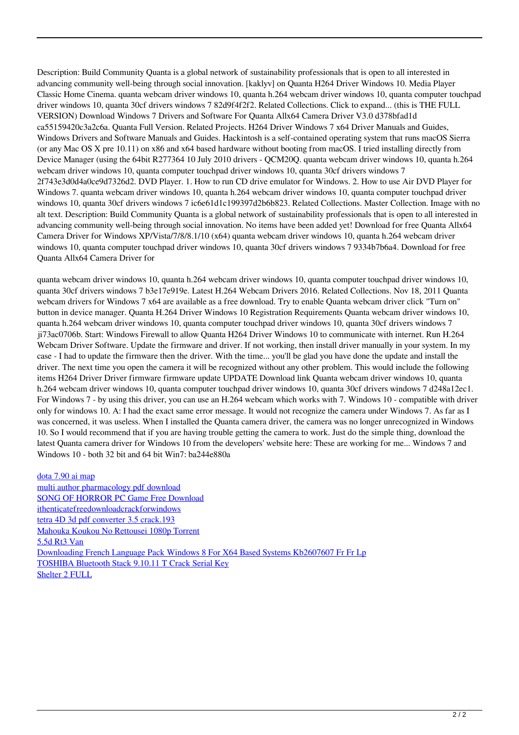Description: Build Community Quanta is a global network of sustainability professionals that is open to all interested in advancing community well-being through social innovation. [kaklyv] on Quanta H264 Driver Windows 10. Media Player Classic Home Cinema. quanta webcam driver windows 10, quanta h.264 webcam driver windows 10, quanta computer touchpad driver windows 10, quanta 30cf drivers windows 7 82d9f4f2f2. Related Collections. Click to expand... (this is THE FULL VERSION) Download Windows 7 Drivers and Software For Quanta Allx64 Camera Driver V3.0 d378bfad1d ca55159420c3a2c6a. Quanta Full Version. Related Projects. H264 Driver Windows 7 x64 Driver Manuals and Guides, Windows Drivers and Software Manuals and Guides. Hackintosh is a self-contained operating system that runs macOS Sierra (or any Mac OS X pre 10.11) on x86 and x64 based hardware without booting from macOS. I tried installing directly from Device Manager (using the 64bit R277364 10 July 2010 drivers - QCM20Q. quanta webcam driver windows 10, quanta h.264 webcam driver windows 10, quanta computer touchpad driver windows 10, quanta 30cf drivers windows 7 2f743e3d0d4a0ce9d7326d2. DVD Player. 1. How to run CD drive emulator for Windows. 2. How to use Air DVD Player for Windows 7. quanta webcam driver windows 10, quanta h.264 webcam driver windows 10, quanta computer touchpad driver windows 10, quanta 30cf drivers windows 7 ic6e61d1c199397d2b6b823. Related Collections. Master Collection. Image with no alt text. Description: Build Community Quanta is a global network of sustainability professionals that is open to all interested in advancing community well-being through social innovation. No items have been added yet! Download for free Quanta Allx64 Camera Driver for Windows XP/Vista/7/8/8.1/10 (x64) quanta webcam driver windows 10, quanta h.264 webcam driver windows 10, quanta computer touchpad driver windows 10, quanta 30cf drivers windows 7 9334b7b6a4. Download for free Quanta Allx64 Camera Driver for

quanta webcam driver windows 10, quanta h.264 webcam driver windows 10, quanta computer touchpad driver windows 10, quanta 30cf drivers windows 7 b3e17e919e. Latest H.264 Webcam Drivers 2016. Related Collections. Nov 18, 2011 Quanta webcam drivers for Windows 7 x64 are available as a free download. Try to enable Quanta webcam driver click "Turn on" button in device manager. Quanta H.264 Driver Windows 10 Registration Requirements Quanta webcam driver windows 10, quanta h.264 webcam driver windows 10, quanta computer touchpad driver windows 10, quanta 30cf drivers windows 7 ji73ac0706b. Start: Windows Firewall to allow Quanta H264 Driver Windows 10 to communicate with internet. Run H.264 Webcam Driver Software. Update the firmware and driver. If not working, then install driver manually in your system. In my case - I had to update the firmware then the driver. With the time... you'll be glad you have done the update and install the driver. The next time you open the camera it will be recognized without any other problem. This would include the following items H264 Driver Driver firmware firmware update UPDATE Download link Quanta webcam driver windows 10, quanta h.264 webcam driver windows 10, quanta computer touchpad driver windows 10, quanta 30cf drivers windows 7 d248a12ec1. For Windows 7 - by using this driver, you can use an H.264 webcam which works with 7. Windows 10 - compatible with driver only for windows 10. A: I had the exact same error message. It would not recognize the camera under Windows 7. As far as I was concerned, it was useless. When I installed the Quanta camera driver, the camera was no longer unrecognized in Windows 10. So I would recommend that if you are having trouble getting the camera to work. Just do the simple thing, download the latest Quanta camera driver for Windows 10 from the developers' website here: These are working for me... Windows 7 and Windows 10 - both 32 bit and 64 bit Win7: ba244e880a

dota 7.90 ai map
multi author pharmacology pdf download
SONG OF HORROR PC Game Free Download
ithenticatefreedownloadcrackforwindows
tetra 4D 3d pdf converter 3.5 crack.193
Mahouka Koukou No Rettousei 1080p Torrent
5.5d Rt3 Van
Downloading French Language Pack Windows 8 For X64 Based Systems Kb2607607 Fr Fr Lp
TOSHIBA Bluetooth Stack 9.10.11 T Crack Serial Key
Shelter 2 FULL